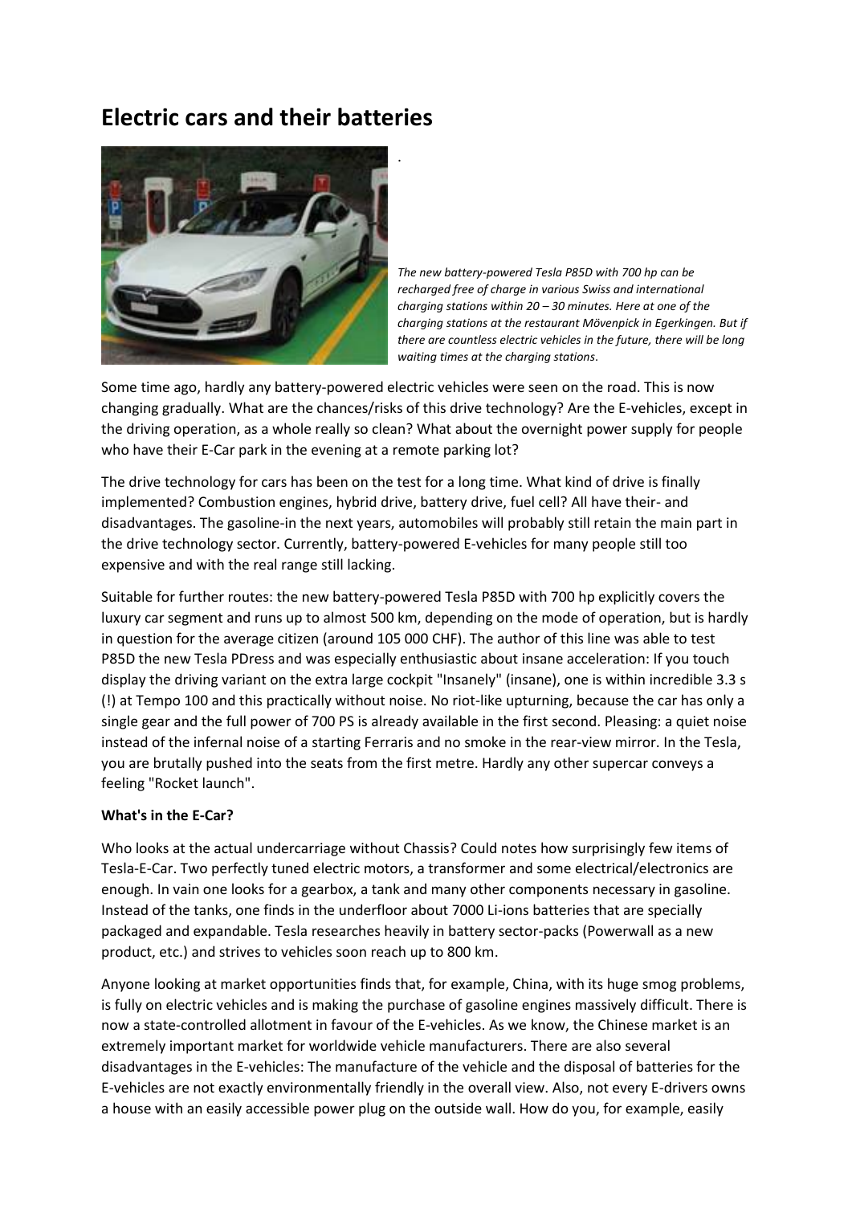# Electric cars and their batteries

.

*The new battery-powered Tesla P85D with 700 hp can be recharged free of charge in various Swiss and international charging stations within 20 – 30 minutes. Here at one of the charging stations at the restaurant Mövenpick in Egerkingen. But if there are countless electric vehicles in the future, there will be long waiting times at the charging stations.*

Some time ago, hardly any battery-powered electric vehicles were seen on the road. This is now changing gradually. What are the chances/risks of this drive technology? Are the E-vehicles, except in the driving operation, as a whole really so clean? What about the overnight power supply for people who have their E-Car park in the evening at a remote parking lot?

The drive technology for cars has been on the test for a long time. What kind of drive is finally implemented? Combustion engines, hybrid drive, battery drive, fuel cell? All have their- and disadvantages. The gasoline-in the next years, automobiles will probably still retain the main part in the drive technology sector. Currently, battery-powered E-vehicles for many people still too expensive and with the real range still lacking.

Suitable for further routes: the new battery-powered Tesla P85D with 700 hp explicitly covers the luxury car segment and runs up to almost 500 km, depending on the mode of operation, but is hardly in question for the average citizen (around 105 000 CHF). The author of this line was able to test P85D the new Tesla PDress and was especially enthusiastic about insane acceleration: If you touch display the driving variant on the extra large cockpit "Insanely" (insane), one is within incredible 3.3 s (!) at Tempo 100 and this practically without noise. No riot-like upturning, because the car has only a single gear and the full power of 700 PS is already available in the first second. Pleasing: a quiet noise instead of the infernal noise of a starting Ferraris and no smoke in the rear-view mirror. In the Tesla, you are brutally pushed into the seats from the first metre. Hardly any other supercar conveys a feeling "Rocket launch".

**What's in the E-Car?**

Who looks at the actual undercarriage without Chassis? Could notes how surprisingly few items of Tesla-E-Car. Two perfectly tuned electric motors, a transformer and some electrical/electronics are enough. In vain one looks for a gearbox, a tank and many other components necessary in gasoline. Instead of the tanks, one finds in the underfloor about 7000 Li-ions batteries that are specially packaged and expandable. Tesla researches heavily in battery sector-packs (Powerwall as a new product, etc.) and strives to vehicles soon reach up to 800 km.

Anyone looking at market opportunities finds that, for example, China, with its huge smog problems, is fully on electric vehicles and is making the purchase of gasoline engines massively difficult. There is now a state-controlled allotment in favour of the E-vehicles. As we know, the Chinese market is an extremely important market for worldwide vehicle manufacturers. There are also several disadvantages in the E-vehicles: The manufacture of the vehicle and the disposal of batteries for the E-vehicles are not exactly environmentally friendly in the overall view. Also, not every E-drivers owns a house with an easily accessible power plug on the outside wall. How do you, for example, easily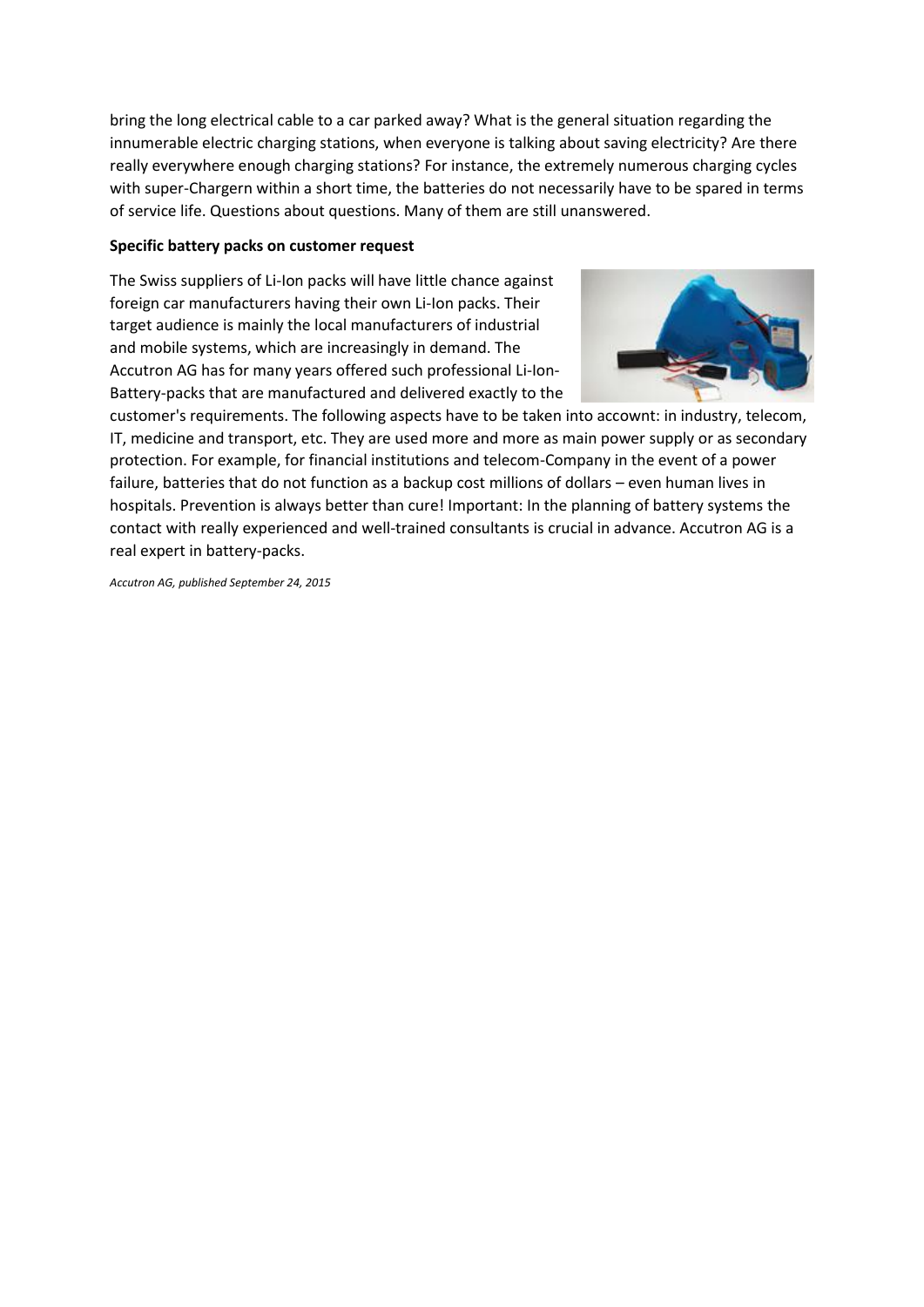bring the long electrical cable to a car parked away? What is the general situation regarding the innumerable electric charging stations, when everyone is talking about saving electricity? Are there really everywhere enough charging stations? For instance, the extremely numerous charging cycles with super-Chargern within a short time, the batteries do not necessarily have to be spared in terms of service life. Questions about questions. Many of them are still unanswered.

**Specific battery packs on customer request**

The Swiss suppliers of Li-Ion packs will have little chance against foreign car manufacturers having their own Li-Ion packs. Their target audience is mainly the local manufacturers of industrial and mobile systems, which are increasingly in demand. The Accutron AG has for many years offered such professional Li-Ion-Battery-packs that are manufactured and delivered exactly to the customer's requirements. The following aspects have to be taken into accownt: in industry, telecom, IT, medicine and transport, etc. They are used more and more as main power supply or as secondary protection. For example, for financial institutions and telecom-Company in the event of a power failure, batteries that do not function as a backup cost millions of dollars – even human lives in hospitals. Prevention is always better than cure! Important: In the planning of battery systems the contact with really experienced and well-trained consultants is crucial in advance. Accutron AG is a real expert in battery-packs.

*Accutron AG, published September 24, 2015*